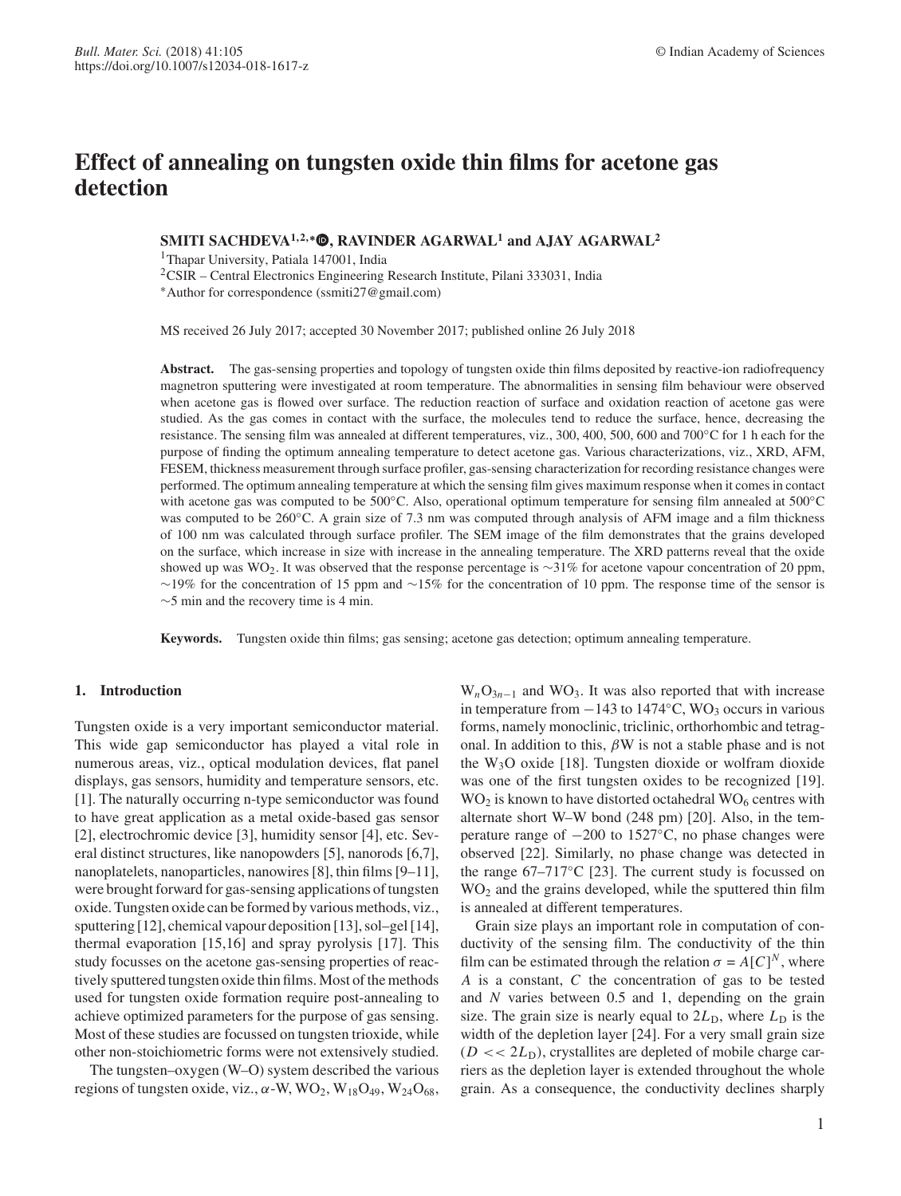# Effect of annealing on tungsten oxide thin films for acetone gas detection

**SMITI SACHDEVA[1,2,*], RAVINDER AGARWAL[1] and AJAY AGARWAL[2]**

[1]Thapar University, Patiala 147001, India

[2]CSIR – Central Electronics Engineering Research Institute, Pilani 333031, India

*Author for correspondence (ssmiti27@gmail.com)

MS received 26 July 2017; accepted 30 November 2017; published online 26 July 2018

**Abstract.** The gas-sensing properties and topology of tungsten oxide thin films deposited by reactive-ion radiofrequency magnetron sputtering were investigated at room temperature. The abnormalities in sensing film behaviour were observed when acetone gas is flowed over surface. The reduction reaction of surface and oxidation reaction of acetone gas were studied. As the gas comes in contact with the surface, the molecules tend to reduce the surface, hence, decreasing the resistance. The sensing film was annealed at different temperatures, viz., 300, 400, 500, 600 and 700°C for 1 h each for the purpose of finding the optimum annealing temperature to detect acetone gas. Various characterizations, viz., XRD, AFM, FESEM, thickness measurement through surface profiler, gas-sensing characterization for recording resistance changes were performed. The optimum annealing temperature at which the sensing film gives maximum response when it comes in contact with acetone gas was computed to be 500°C. Also, operational optimum temperature for sensing film annealed at 500°C was computed to be 260°C. A grain size of 7.3 nm was computed through analysis of AFM image and a film thickness of 100 nm was calculated through surface profiler. The SEM image of the film demonstrates that the grains developed on the surface, which increase in size with increase in the annealing temperature. The XRD patterns reveal that the oxide showed up was $WO_2$. It was observed that the response percentage is ~31% for acetone vapour concentration of 20 ppm, ~19% for the concentration of 15 ppm and ~15% for the concentration of 10 ppm. The response time of the sensor is ~5 min and the recovery time is 4 min.

**Keywords.** Tungsten oxide thin films; gas sensing; acetone gas detection; optimum annealing temperature.

## 1. Introduction

Tungsten oxide is a very important semiconductor material. This wide gap semiconductor has played a vital role in numerous areas, viz., optical modulation devices, flat panel displays, gas sensors, humidity and temperature sensors, etc. [1]. The naturally occurring n-type semiconductor was found to have great application as a metal oxide-based gas sensor [2], electrochromic device [3], humidity sensor [4], etc. Several distinct structures, like nanopowders [5], nanorods [6,7], nanoplatelets, nanoparticles, nanowires [8], thin films [9–11], were brought forward for gas-sensing applications of tungsten oxide. Tungsten oxide can be formed by various methods, viz., sputtering [12], chemical vapour deposition [13], sol–gel [14], thermal evaporation [15,16] and spray pyrolysis [17]. This study focusses on the acetone gas-sensing properties of reactively sputtered tungsten oxide thin films. Most of the methods used for tungsten oxide formation require post-annealing to achieve optimized parameters for the purpose of gas sensing. Most of these studies are focussed on tungsten trioxide, while other non-stoichiometric forms were not extensively studied.

The tungsten–oxygen (W–O) system described the various regions of tungsten oxide, viz., $\alpha$-W, $WO_2$, $W_{18}O_{49}$, $W_{24}O_{68}$, $W_nO_{3n-1}$ and $WO_3$. It was also reported that with increase in temperature from −143 to 1474°C, $WO_3$ occurs in various forms, namely monoclinic, triclinic, orthorhombic and tetragonal. In addition to this, $\beta$W is not a stable phase and is not the $W_3O$ oxide [18]. Tungsten dioxide or wolfram dioxide was one of the first tungsten oxides to be recognized [19]. $WO_2$ is known to have distorted octahedral $WO_6$ centres with alternate short W–W bond (248 pm) [20]. Also, in the temperature range of −200 to 1527°C, no phase changes were observed [22]. Similarly, no phase change was detected in the range 67–717°C [23]. The current study is focussed on $WO_2$ and the grains developed, while the sputtered thin film is annealed at different temperatures.

Grain size plays an important role in computation of conductivity of the sensing film. The conductivity of the thin film can be estimated through the relation $\sigma = A[C]^N$, where $A$ is a constant, $C$ the concentration of gas to be tested and $N$ varies between 0.5 and 1, depending on the grain size. The grain size is nearly equal to $2L_D$, where $L_D$ is the width of the depletion layer [24]. For a very small grain size ($D << 2L_D$), crystallites are depleted of mobile charge carriers as the depletion layer is extended throughout the whole grain. As a consequence, the conductivity declines sharply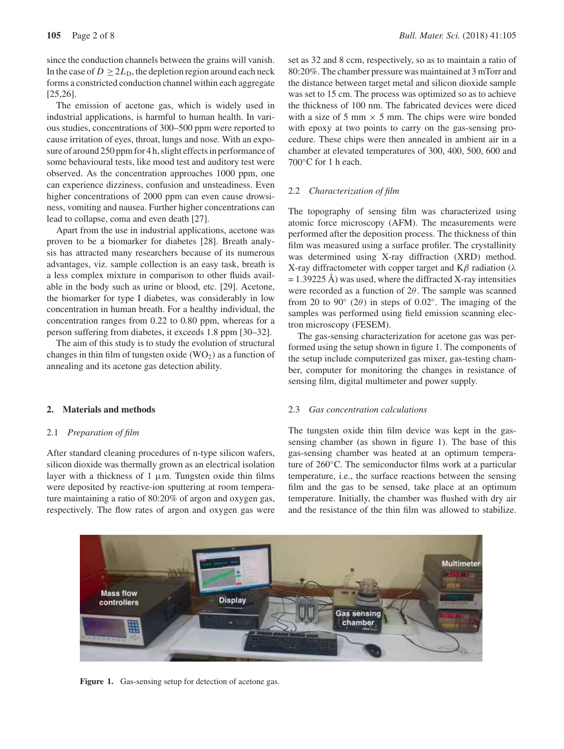since the conduction channels between the grains will vanish. In the case of $D \geq 2L_D$, the depletion region around each neck forms a constricted conduction channel within each aggregate [25,26].

The emission of acetone gas, which is widely used in industrial applications, is harmful to human health. In various studies, concentrations of 300–500 ppm were reported to cause irritation of eyes, throat, lungs and nose. With an exposure of around 250 ppm for 4 h, slight effects in performance of some behavioural tests, like mood test and auditory test were observed. As the concentration approaches 1000 ppm, one can experience dizziness, confusion and unsteadiness. Even higher concentrations of 2000 ppm can even cause drowsiness, vomiting and nausea. Further higher concentrations can lead to collapse, coma and even death [27].

Apart from the use in industrial applications, acetone was proven to be a biomarker for diabetes [28]. Breath analysis has attracted many researchers because of its numerous advantages, viz. sample collection is an easy task, breath is a less complex mixture in comparison to other fluids available in the body such as urine or blood, etc. [29]. Acetone, the biomarker for type I diabetes, was considerably in low concentration in human breath. For a healthy individual, the concentration ranges from 0.22 to 0.80 ppm, whereas for a person suffering from diabetes, it exceeds 1.8 ppm [30–32].

The aim of this study is to study the evolution of structural changes in thin film of tungsten oxide ($WO_2$) as a function of annealing and its acetone gas detection ability.

## 2. Materials and methods

### 2.1 *Preparation of film*

After standard cleaning procedures of n-type silicon wafers, silicon dioxide was thermally grown as an electrical isolation layer with a thickness of 1 μm. Tungsten oxide thin films were deposited by reactive-ion sputtering at room temperature maintaining a ratio of 80:20% of argon and oxygen gas, respectively. The flow rates of argon and oxygen gas were set as 32 and 8 ccm, respectively, so as to maintain a ratio of 80:20%. The chamber pressure was maintained at 3 mTorr and the distance between target metal and silicon dioxide sample was set to 15 cm. The process was optimized so as to achieve the thickness of 100 nm. The fabricated devices were diced with a size of 5 mm × 5 mm. The chips were wire bonded with epoxy at two points to carry on the gas-sensing procedure. These chips were then annealed in ambient air in a chamber at elevated temperatures of 300, 400, 500, 600 and 700°C for 1 h each.

### 2.2 *Characterization of film*

The topography of sensing film was characterized using atomic force microscopy (AFM). The measurements were performed after the deposition process. The thickness of thin film was measured using a surface profiler. The crystallinity was determined using X-ray diffraction (XRD) method. X-ray diffractometer with copper target and K$\beta$ radiation ($\lambda$ = 1.39225 Å) was used, where the diffracted X-ray intensities were recorded as a function of $2\theta$. The sample was scanned from 20 to 90° ($2\theta$) in steps of 0.02°. The imaging of the samples was performed using field emission scanning electron microscopy (FESEM).

The gas-sensing characterization for acetone gas was performed using the setup shown in figure 1. The components of the setup include computerized gas mixer, gas-testing chamber, computer for monitoring the changes in resistance of sensing film, digital multimeter and power supply.

### 2.3 *Gas concentration calculations*

The tungsten oxide thin film device was kept in the gas-sensing chamber (as shown in figure 1). The base of this gas-sensing chamber was heated at an optimum temperature of 260°C. The semiconductor films work at a particular temperature, i.e., the surface reactions between the sensing film and the gas to be sensed, take place at an optimum temperature. Initially, the chamber was flushed with dry air and the resistance of the thin film was allowed to stabilize.

**Figure 1.** Gas-sensing setup for detection of acetone gas.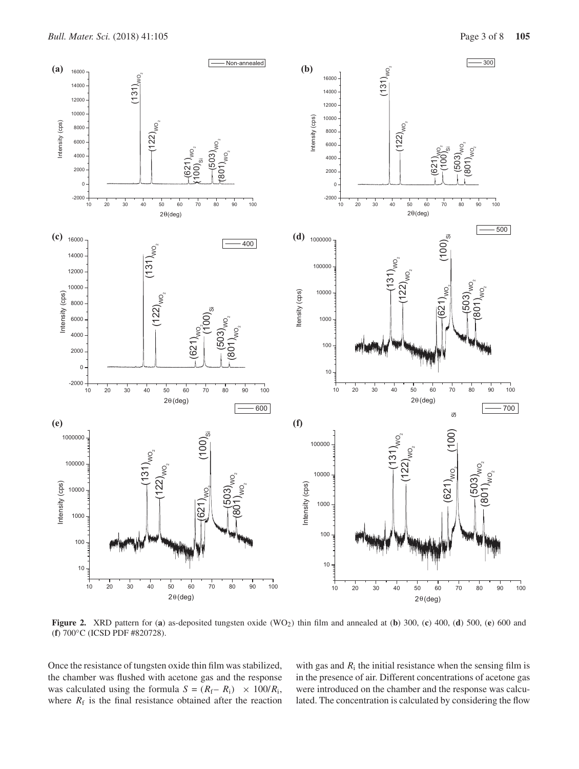**Figure 2.** XRD pattern for (**a**) as-deposited tungsten oxide ($WO_2$) thin film and annealed at (**b**) 300, (**c**) 400, (**d**) 500, (**e**) 600 and (**f**) 700°C (ICSD PDF #820728).

Once the resistance of tungsten oxide thin film was stabilized, the chamber was flushed with acetone gas and the response was calculated using the formula $S = (R_f - R_i) \times 100/R_i$, where $R_f$ is the final resistance obtained after the reaction with gas and $R_i$ the initial resistance when the sensing film is in the presence of air. Different concentrations of acetone gas were introduced on the chamber and the response was calculated. The concentration is calculated by considering the flow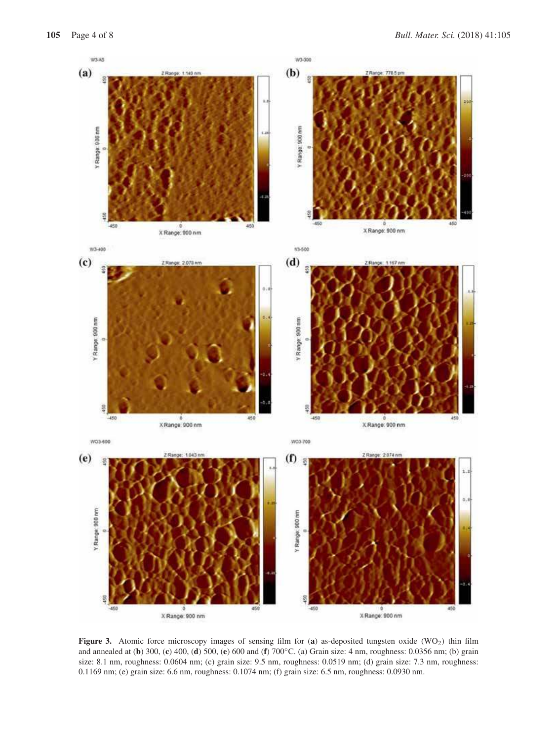**Figure 3.** Atomic force microscopy images of sensing film for (**a**) as-deposited tungsten oxide ($WO_2$) thin film and annealed at (**b**) 300, (**c**) 400, (**d**) 500, (**e**) 600 and (**f**) 700°C. (a) Grain size: 4 nm, roughness: 0.0356 nm; (b) grain size: 8.1 nm, roughness: 0.0604 nm; (c) grain size: 9.5 nm, roughness: 0.0519 nm; (d) grain size: 7.3 nm, roughness: 0.1169 nm; (e) grain size: 6.6 nm, roughness: 0.1074 nm; (f) grain size: 6.5 nm, roughness: 0.0930 nm.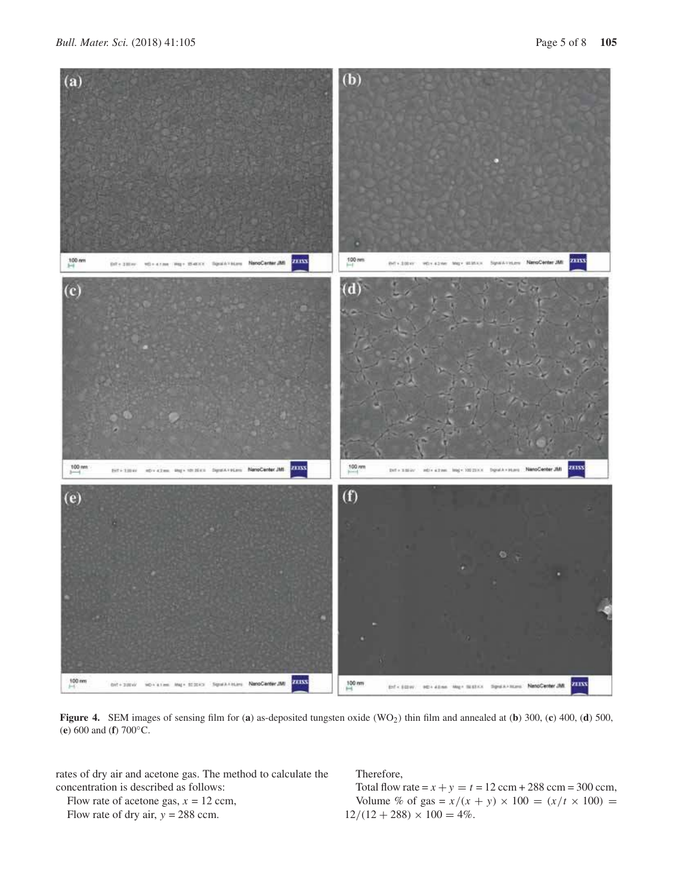**Figure 4.** SEM images of sensing film for (**a**) as-deposited tungsten oxide ($WO_2$) thin film and annealed at (**b**) 300, (**c**) 400, (**d**) 500, (**e**) 600 and (**f**) 700°C.

rates of dry air and acetone gas. The method to calculate the concentration is described as follows:

Flow rate of acetone gas, $x$ = 12 ccm,

Flow rate of dry air, $y$ = 288 ccm.

Therefore,

Total flow rate = $x + y = t$ = 12 ccm + 288 ccm = 300 ccm,

Volume % of gas = $x/(x+y) \times 100 = (x/t \times 100) = 12/(12+288) \times 100 = 4\%$.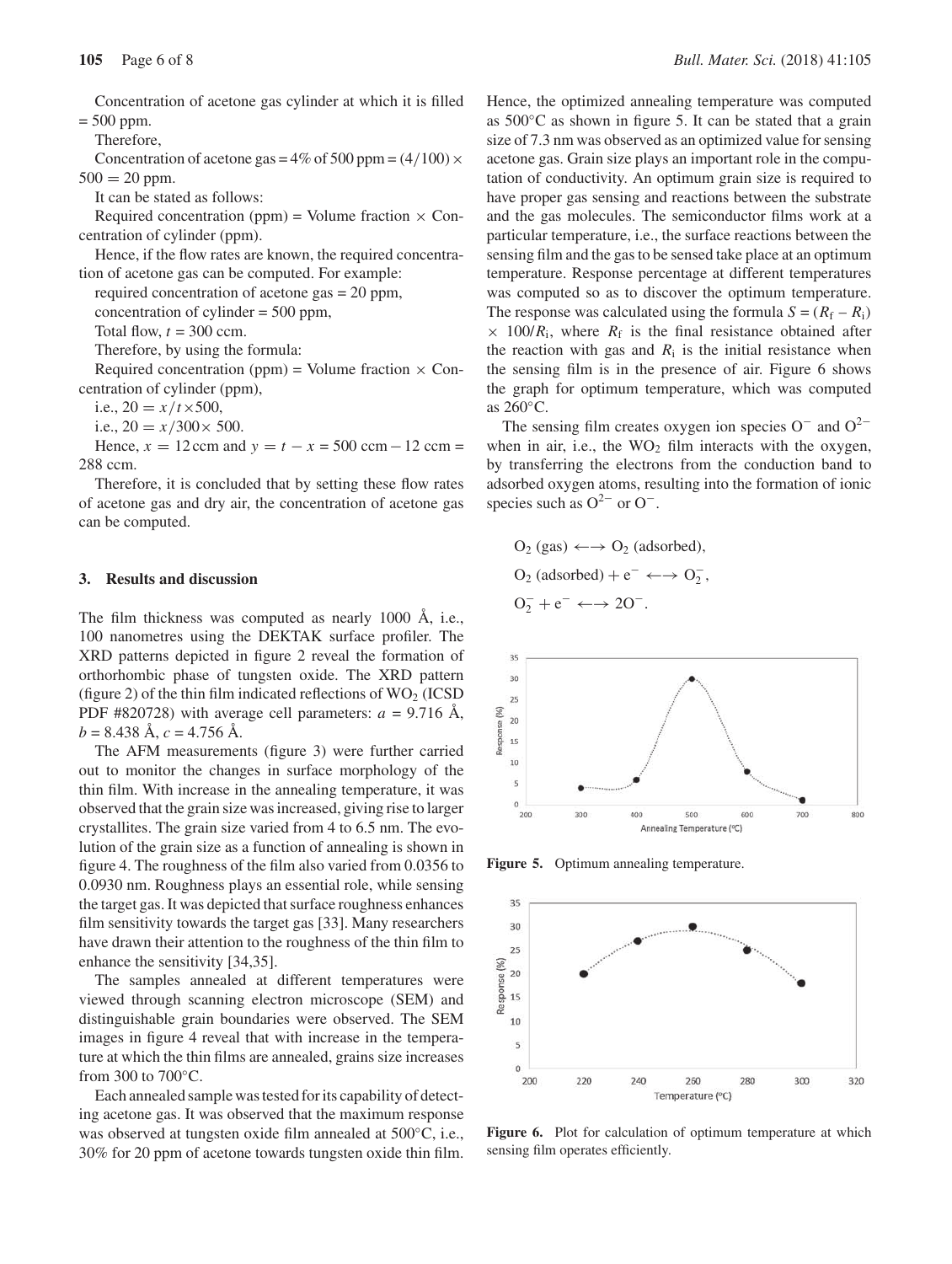Concentration of acetone gas cylinder at which it is filled = 500 ppm.

Therefore,

Concentration of acetone gas = 4% of 500 ppm = $(4/100) \times 500 = 20$ ppm.

It can be stated as follows:

Required concentration (ppm) = Volume fraction × Concentration of cylinder (ppm).

Hence, if the flow rates are known, the required concentration of acetone gas can be computed. For example:

required concentration of acetone gas = 20 ppm,

concentration of cylinder = 500 ppm,

Total flow, $t = 300$ ccm.

Therefore, by using the formula:

Required concentration (ppm) = Volume fraction × Concentration of cylinder (ppm),

i.e., $20 = x/t \times 500$,

i.e., $20 = x/300 \times 500$.

Hence, $x = 12$ ccm and $y = t - x = 500$ ccm − 12 ccm = 288 ccm.

Therefore, it is concluded that by setting these flow rates of acetone gas and dry air, the concentration of acetone gas can be computed.

## 3. Results and discussion

The film thickness was computed as nearly 1000 Å, i.e., 100 nanometres using the DEKTAK surface profiler. The XRD patterns depicted in figure 2 reveal the formation of orthorhombic phase of tungsten oxide. The XRD pattern (figure 2) of the thin film indicated reflections of $WO_2$ (ICSD PDF #820728) with average cell parameters: $a$ = 9.716 Å, $b$ = 8.438 Å, $c$ = 4.756 Å.

The AFM measurements (figure 3) were further carried out to monitor the changes in surface morphology of the thin film. With increase in the annealing temperature, it was observed that the grain size was increased, giving rise to larger crystallites. The grain size varied from 4 to 6.5 nm. The evolution of the grain size as a function of annealing is shown in figure 4. The roughness of the film also varied from 0.0356 to 0.0930 nm. Roughness plays an essential role, while sensing the target gas. It was depicted that surface roughness enhances film sensitivity towards the target gas [33]. Many researchers have drawn their attention to the roughness of the thin film to enhance the sensitivity [34,35].

The samples annealed at different temperatures were viewed through scanning electron microscope (SEM) and distinguishable grain boundaries were observed. The SEM images in figure 4 reveal that with increase in the temperature at which the thin films are annealed, grains size increases from 300 to 700°C.

Each annealed sample was tested for its capability of detecting acetone gas. It was observed that the maximum response was observed at tungsten oxide film annealed at 500°C, i.e., 30% for 20 ppm of acetone towards tungsten oxide thin film. Hence, the optimized annealing temperature was computed as 500°C as shown in figure 5. It can be stated that a grain size of 7.3 nm was observed as an optimized value for sensing acetone gas. Grain size plays an important role in the computation of conductivity. An optimum grain size is required to have proper gas sensing and reactions between the substrate and the gas molecules. The semiconductor films work at a particular temperature, i.e., the surface reactions between the sensing film and the gas to be sensed take place at an optimum temperature. Response percentage at different temperatures was computed so as to discover the optimum temperature. The response was calculated using the formula $S = (R_f - R_i) \times 100/R_i$, where $R_f$ is the final resistance obtained after the reaction with gas and $R_i$ is the initial resistance when the sensing film is in the presence of air. Figure 6 shows the graph for optimum temperature, which was computed as 260°C.

The sensing film creates oxygen ion species $O^-$ and $O^{2-}$ when in air, i.e., the $WO_2$ film interacts with the oxygen, by transferring the electrons from the conduction band to adsorbed oxygen atoms, resulting into the formation of ionic species such as $O^{2-}$ or $O^-$.

$$O_2 \text{ (gas)} \longleftrightarrow O_2 \text{ (adsorbed)},$$

$$O_2 \text{ (adsorbed)} + e^- \longleftrightarrow O_2^-,$$

$$O_2^- + e^- \longleftrightarrow 2O^-.$$

**Figure 5.** Optimum annealing temperature.

**Figure 6.** Plot for calculation of optimum temperature at which sensing film operates efficiently.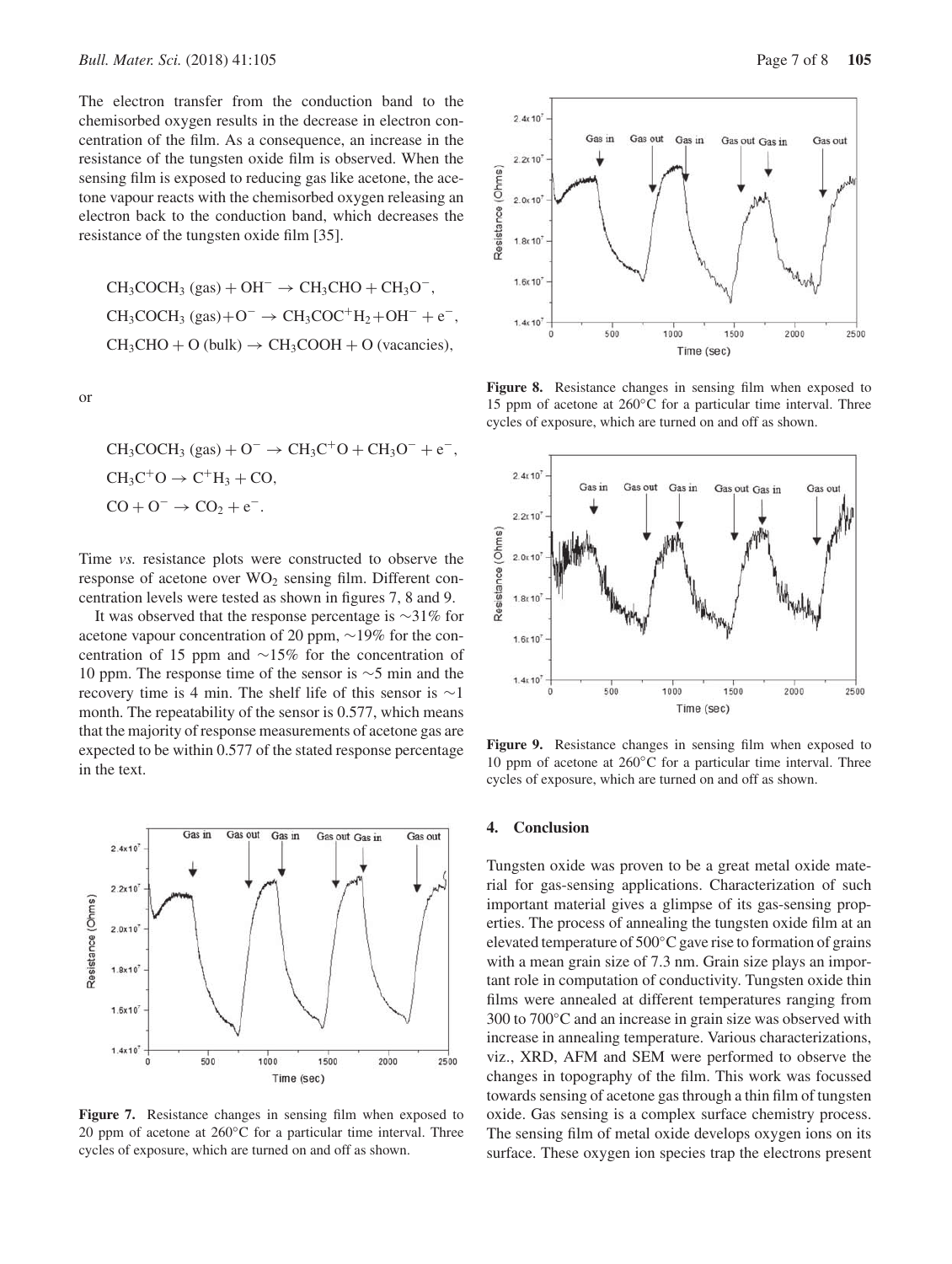The electron transfer from the conduction band to the chemisorbed oxygen results in the decrease in electron concentration of the film. As a consequence, an increase in the resistance of the tungsten oxide film is observed. When the sensing film is exposed to reducing gas like acetone, the acetone vapour reacts with the chemisorbed oxygen releasing an electron back to the conduction band, which decreases the resistance of the tungsten oxide film [35].

$$CH_3COCH_3\ (gas) + OH^- \rightarrow CH_3CHO + CH_3O^-,$$

$$CH_3COCH_3\ (gas) + O^- \rightarrow CH_3COC^+H_2 + OH^- + e^-,$$

$$CH_3CHO + O\ (bulk) \rightarrow CH_3COOH + O\ (vacancies),$$

or

$$CH_3COCH_3\ (gas) + O^- \rightarrow CH_3C^+O + CH_3O^- + e^-,$$

$$CH_3C^+O \rightarrow C^+H_3 + CO,$$

$$CO + O^- \rightarrow CO_2 + e^-.$$

Time *vs.* resistance plots were constructed to observe the response of acetone over $WO_2$ sensing film. Different concentration levels were tested as shown in figures 7, 8 and 9.

It was observed that the response percentage is ∼31% for acetone vapour concentration of 20 ppm, ∼19% for the concentration of 15 ppm and ∼15% for the concentration of 10 ppm. The response time of the sensor is ∼5 min and the recovery time is 4 min. The shelf life of this sensor is ∼1 month. The repeatability of the sensor is 0.577, which means that the majority of response measurements of acetone gas are expected to be within 0.577 of the stated response percentage in the text.

**Figure 7.** Resistance changes in sensing film when exposed to 20 ppm of acetone at 260°C for a particular time interval. Three cycles of exposure, which are turned on and off as shown.

**Figure 8.** Resistance changes in sensing film when exposed to 15 ppm of acetone at 260°C for a particular time interval. Three cycles of exposure, which are turned on and off as shown.

**Figure 9.** Resistance changes in sensing film when exposed to 10 ppm of acetone at 260°C for a particular time interval. Three cycles of exposure, which are turned on and off as shown.

## 4. Conclusion

Tungsten oxide was proven to be a great metal oxide material for gas-sensing applications. Characterization of such important material gives a glimpse of its gas-sensing properties. The process of annealing the tungsten oxide film at an elevated temperature of 500°C gave rise to formation of grains with a mean grain size of 7.3 nm. Grain size plays an important role in computation of conductivity. Tungsten oxide thin films were annealed at different temperatures ranging from 300 to 700°C and an increase in grain size was observed with increase in annealing temperature. Various characterizations, viz., XRD, AFM and SEM were performed to observe the changes in topography of the film. This work was focussed towards sensing of acetone gas through a thin film of tungsten oxide. Gas sensing is a complex surface chemistry process. The sensing film of metal oxide develops oxygen ions on its surface. These oxygen ion species trap the electrons present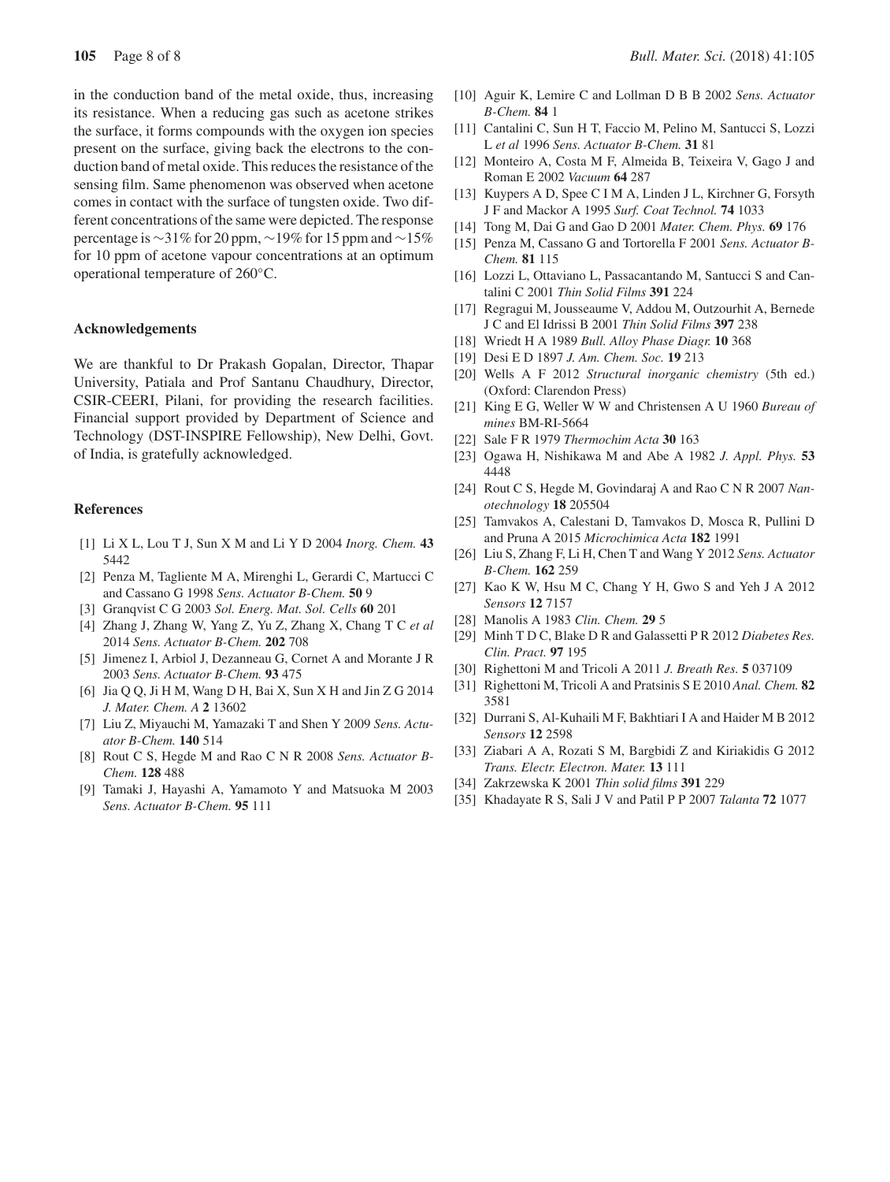in the conduction band of the metal oxide, thus, increasing its resistance. When a reducing gas such as acetone strikes the surface, it forms compounds with the oxygen ion species present on the surface, giving back the electrons to the conduction band of metal oxide. This reduces the resistance of the sensing film. Same phenomenon was observed when acetone comes in contact with the surface of tungsten oxide. Two different concentrations of the same were depicted. The response percentage is ∼31% for 20 ppm, ∼19% for 15 ppm and ∼15% for 10 ppm of acetone vapour concentrations at an optimum operational temperature of 260°C.

### Acknowledgements

We are thankful to Dr Prakash Gopalan, Director, Thapar University, Patiala and Prof Santanu Chaudhury, Director, CSIR-CEERI, Pilani, for providing the research facilities. Financial support provided by Department of Science and Technology (DST-INSPIRE Fellowship), New Delhi, Govt. of India, is gratefully acknowledged.

### References

[1] Li X L, Lou T J, Sun X M and Li Y D 2004 *Inorg. Chem.* **43** 5442

[2] Penza M, Tagliente M A, Mirenghi L, Gerardi C, Martucci C and Cassano G 1998 *Sens. Actuator B-Chem.* **50** 9

[3] Granqvist C G 2003 *Sol. Energ. Mat. Sol. Cells* **60** 201

[4] Zhang J, Zhang W, Yang Z, Yu Z, Zhang X, Chang T C *et al* 2014 *Sens. Actuator B-Chem.* **202** 708

[5] Jimenez I, Arbiol J, Dezanneau G, Cornet A and Morante J R 2003 *Sens. Actuator B-Chem.* **93** 475

[6] Jia Q Q, Ji H M, Wang D H, Bai X, Sun X H and Jin Z G 2014 *J. Mater. Chem. A* **2** 13602

[7] Liu Z, Miyauchi M, Yamazaki T and Shen Y 2009 *Sens. Actuator B-Chem.* **140** 514

[8] Rout C S, Hegde M and Rao C N R 2008 *Sens. Actuator B-Chem.* **128** 488

[9] Tamaki J, Hayashi A, Yamamoto Y and Matsuoka M 2003 *Sens. Actuator B-Chem.* **95** 111

[10] Aguir K, Lemire C and Lollman D B B 2002 *Sens. Actuator B-Chem.* **84** 1

[11] Cantalini C, Sun H T, Faccio M, Pelino M, Santucci S, Lozzi L *et al* 1996 *Sens. Actuator B-Chem.* **31** 81

[12] Monteiro A, Costa M F, Almeida B, Teixeira V, Gago J and Roman E 2002 *Vacuum* **64** 287

[13] Kuypers A D, Spee C I M A, Linden J L, Kirchner G, Forsyth J F and Mackor A 1995 *Surf. Coat Technol.* **74** 1033

[14] Tong M, Dai G and Gao D 2001 *Mater. Chem. Phys.* **69** 176

[15] Penza M, Cassano G and Tortorella F 2001 *Sens. Actuator B-Chem.* **81** 115

[16] Lozzi L, Ottaviano L, Passacantando M, Santucci S and Cantalini C 2001 *Thin Solid Films* **391** 224

[17] Regragui M, Jousseaume V, Addou M, Outzourhit A, Bernede J C and El Idrissi B 2001 *Thin Solid Films* **397** 238

[18] Wriedt H A 1989 *Bull. Alloy Phase Diagr.* **10** 368

[19] Desi E D 1897 *J. Am. Chem. Soc.* **19** 213

[20] Wells A F 2012 *Structural inorganic chemistry* (5th ed.) (Oxford: Clarendon Press)

[21] King E G, Weller W W and Christensen A U 1960 *Bureau of mines* BM-RI-5664

[22] Sale F R 1979 *Thermochim Acta* **30** 163

[23] Ogawa H, Nishikawa M and Abe A 1982 *J. Appl. Phys.* **53** 4448

[24] Rout C S, Hegde M, Govindaraj A and Rao C N R 2007 *Nanotechnology* **18** 205504

[25] Tamvakos A, Calestani D, Tamvakos D, Mosca R, Pullini D and Pruna A 2015 *Microchimica Acta* **182** 1991

[26] Liu S, Zhang F, Li H, Chen T and Wang Y 2012 *Sens. Actuator B-Chem.* **162** 259

[27] Kao K W, Hsu M C, Chang Y H, Gwo S and Yeh J A 2012 *Sensors* **12** 7157

[28] Manolis A 1983 *Clin. Chem.* **29** 5

[29] Minh T D C, Blake D R and Galassetti P R 2012 *Diabetes Res. Clin. Pract.* **97** 195

[30] Righettoni M and Tricoli A 2011 *J. Breath Res.* **5** 037109

[31] Righettoni M, Tricoli A and Pratsinis S E 2010 *Anal. Chem.* **82** 3581

[32] Durrani S, Al-Kuhaili M F, Bakhtiari I A and Haider M B 2012 *Sensors* **12** 2598

[33] Ziabari A A, Rozati S M, Bargbidi Z and Kiriakidis G 2012 *Trans. Electr. Electron. Mater.* **13** 111

[34] Zakrzewska K 2001 *Thin solid films* **391** 229

[35] Khadayate R S, Sali J V and Patil P P 2007 *Talanta* **72** 1077